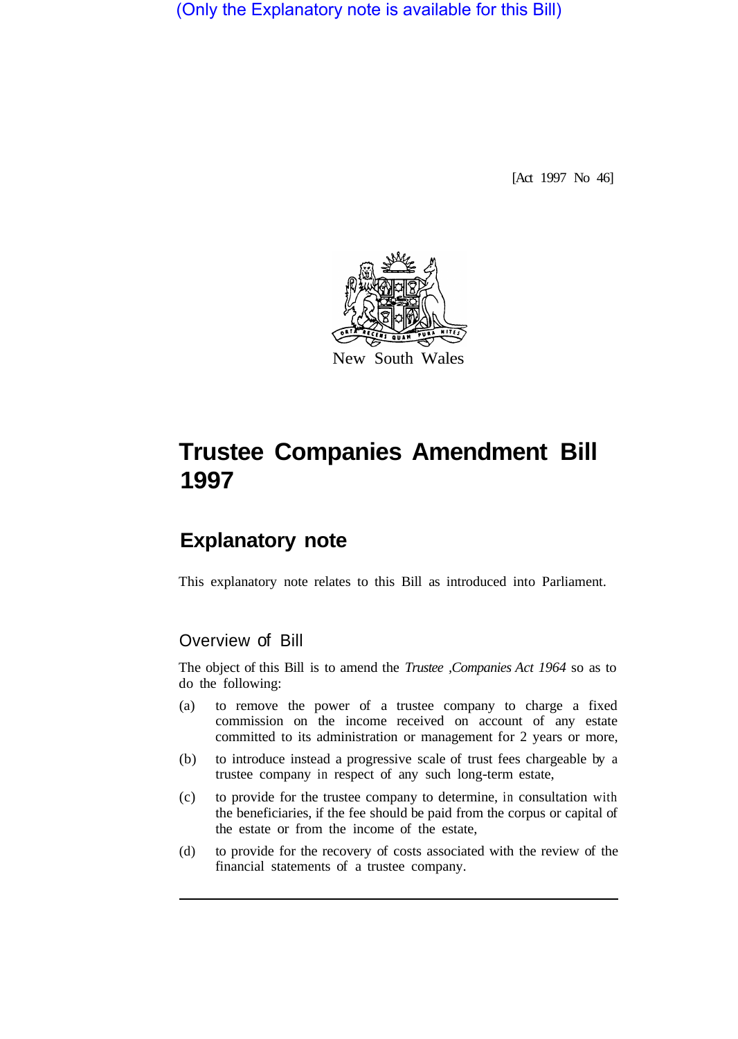(Only the Explanatory note is available for this Bill)

[Act 1997 No 46]

New South Wales

# Trustee Companies Amendment Bill 1997

## Explanatory note

This explanatory note relates to this Bill as introduced into Parliament.

### Overview of Bill

The object of this Bill is to amend the *Trustee ,Companies Act 1964* so as to do the following:

(a) to remove the power of a trustee company to charge a fixed commission on the income received on account of any estate committed to its administration or management for 2 years or more,

(b) to introduce instead a progressive scale of trust fees chargeable by a trustee company in respect of any such long-term estate,

(c) to provide for the trustee company to determine, in consultation with the beneficiaries, if the fee should be paid from the corpus or capital of the estate or from the income of the estate,

(d) to provide for the recovery of costs associated with the review of the financial statements of a trustee company.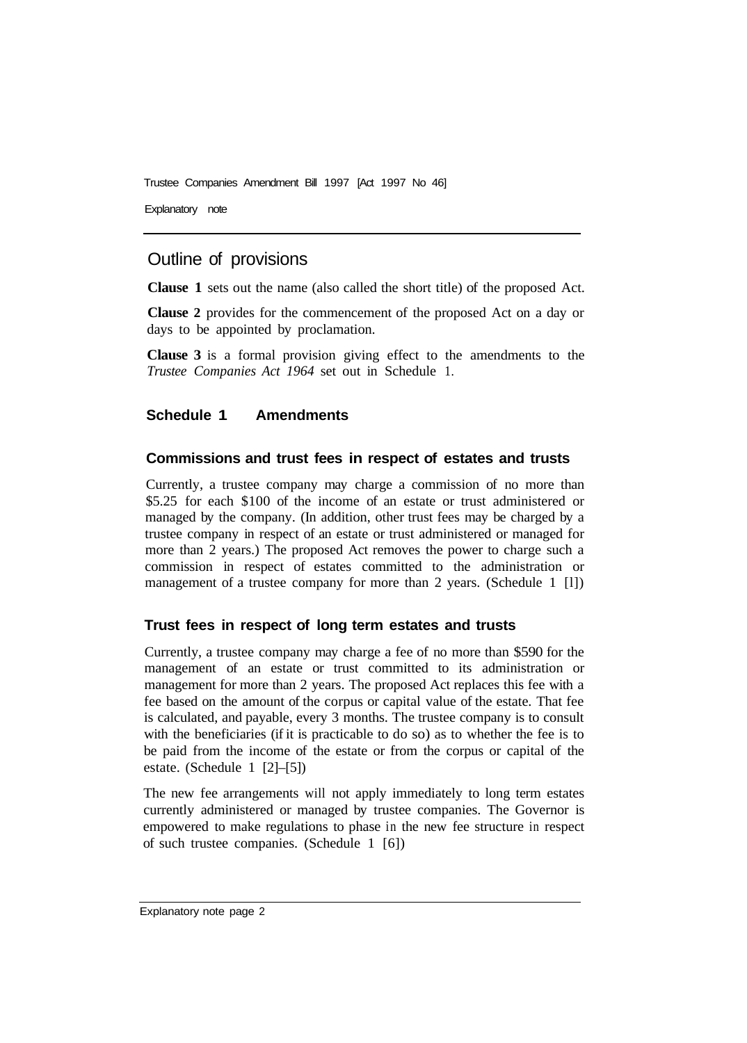## Outline of provisions

**Clause 1** sets out the name (also called the short title) of the proposed Act.

**Clause 2** provides for the commencement of the proposed Act on a day or days to be appointed by proclamation.

**Clause 3** is a formal provision giving effect to the amendments to the *Trustee Companies Act 1964* set out in Schedule 1.

### Schedule 1 Amendments

#### Commissions and trust fees in respect of estates and trusts

Currently, a trustee company may charge a commission of no more than $5.25 for each $100 of the income of an estate or trust administered or managed by the company. (In addition, other trust fees may be charged by a trustee company in respect of an estate or trust administered or managed for more than 2 years.) The proposed Act removes the power to charge such a commission in respect of estates committed to the administration or management of a trustee company for more than 2 years. (Schedule 1 [1])

#### Trust fees in respect of long term estates and trusts

Currently, a trustee company may charge a fee of no more than $590 for the management of an estate or trust committed to its administration or management for more than 2 years. The proposed Act replaces this fee with a fee based on the amount of the corpus or capital value of the estate. That fee is calculated, and payable, every 3 months. The trustee company is to consult with the beneficiaries (if it is practicable to do so) as to whether the fee is to be paid from the income of the estate or from the corpus or capital of the estate. (Schedule 1 [2]–[5])

The new fee arrangements will not apply immediately to long term estates currently administered or managed by trustee companies. The Governor is empowered to make regulations to phase in the new fee structure in respect of such trustee companies. (Schedule 1 [6])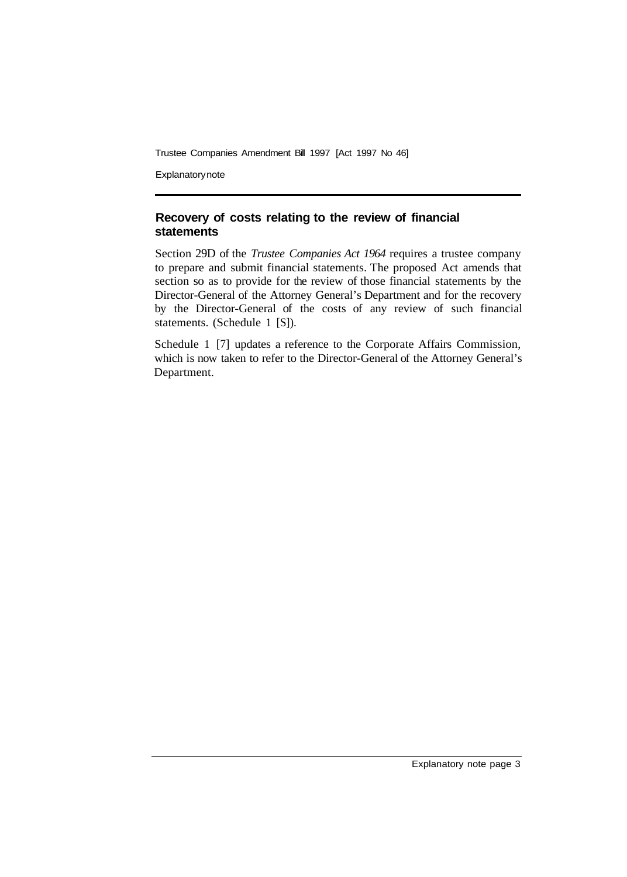**Recovery of costs relating to the review of financial statements**

Section 29D of the *Trustee Companies Act 1964* requires a trustee company to prepare and submit financial statements. The proposed Act amends that section so as to provide for the review of those financial statements by the Director-General of the Attorney General's Department and for the recovery by the Director-General of the costs of any review of such financial statements. (Schedule 1 [S]).

Schedule 1 [7] updates a reference to the Corporate Affairs Commission, which is now taken to refer to the Director-General of the Attorney General's Department.